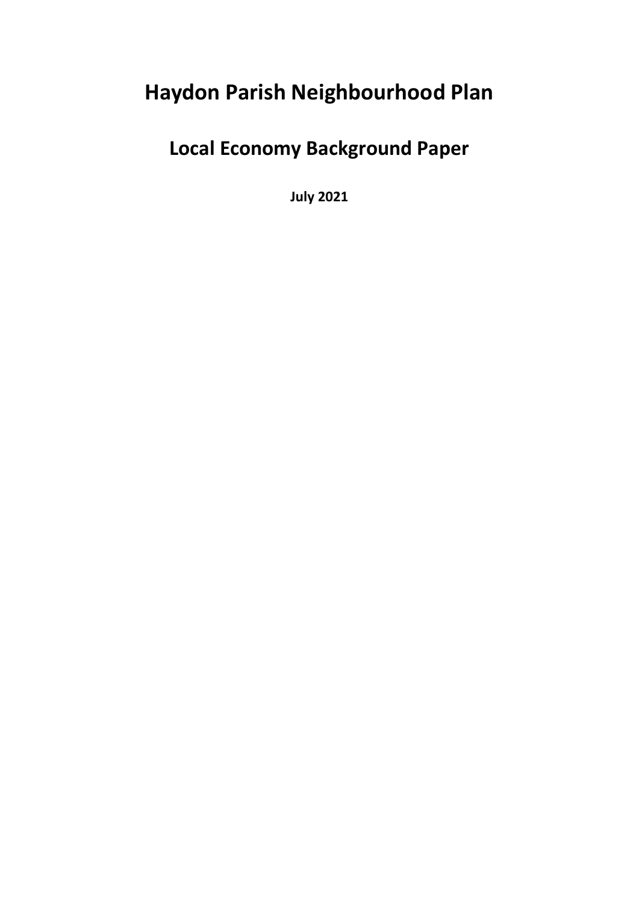# Haydon Parish Neighbourhood Plan

## Local Economy Background Paper

**July 2021**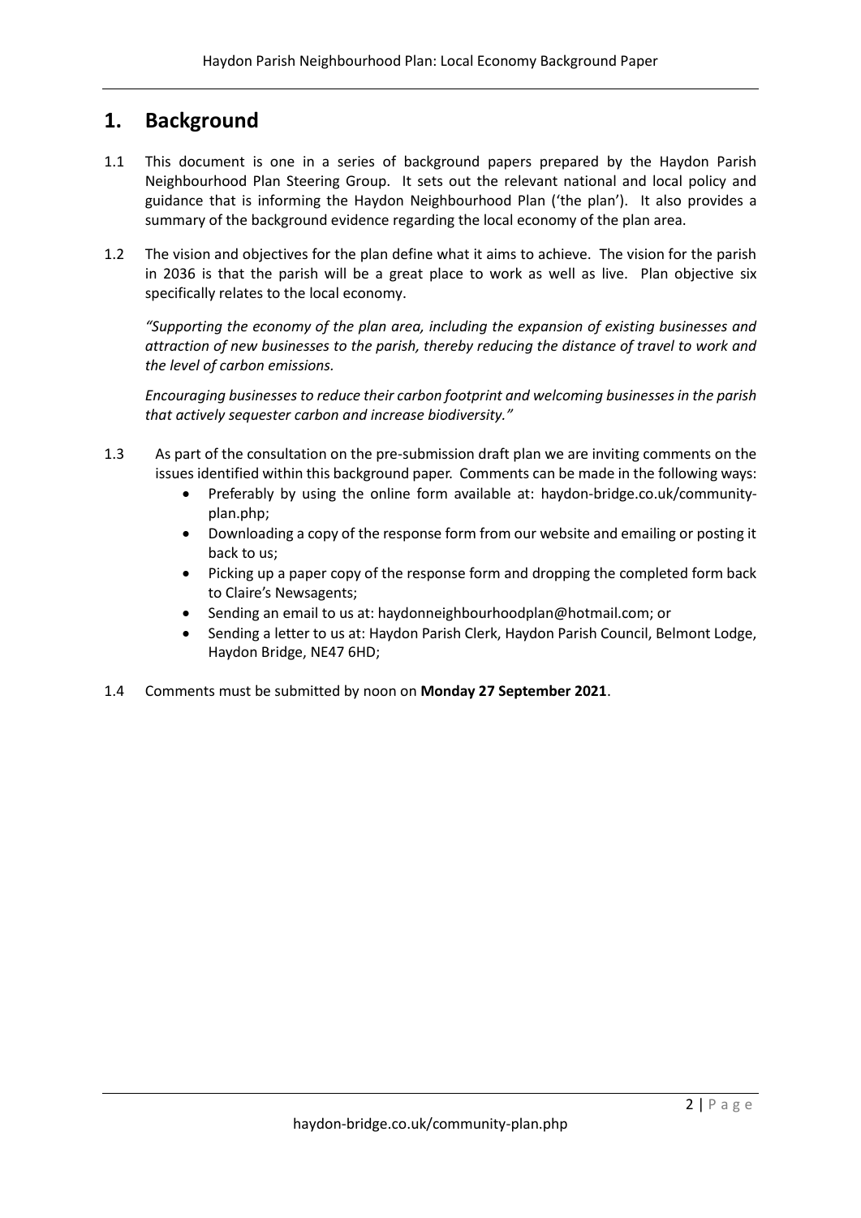## 1. Background

1.1 This document is one in a series of background papers prepared by the Haydon Parish Neighbourhood Plan Steering Group. It sets out the relevant national and local policy and guidance that is informing the Haydon Neighbourhood Plan ('the plan'). It also provides a summary of the background evidence regarding the local economy of the plan area.

1.2 The vision and objectives for the plan define what it aims to achieve. The vision for the parish in 2036 is that the parish will be a great place to work as well as live. Plan objective six specifically relates to the local economy.

*"Supporting the economy of the plan area, including the expansion of existing businesses and attraction of new businesses to the parish, thereby reducing the distance of travel to work and the level of carbon emissions.*

*Encouraging businesses to reduce their carbon footprint and welcoming businesses in the parish that actively sequester carbon and increase biodiversity."*

1.3 As part of the consultation on the pre-submission draft plan we are inviting comments on the issues identified within this background paper. Comments can be made in the following ways:

- Preferably by using the online form available at: haydon-bridge.co.uk/community-plan.php;
- Downloading a copy of the response form from our website and emailing or posting it back to us;
- Picking up a paper copy of the response form and dropping the completed form back to Claire's Newsagents;
- Sending an email to us at: haydonneighbourhoodplan@hotmail.com; or
- Sending a letter to us at: Haydon Parish Clerk, Haydon Parish Council, Belmont Lodge, Haydon Bridge, NE47 6HD;

1.4 Comments must be submitted by noon on **Monday 27 September 2021**.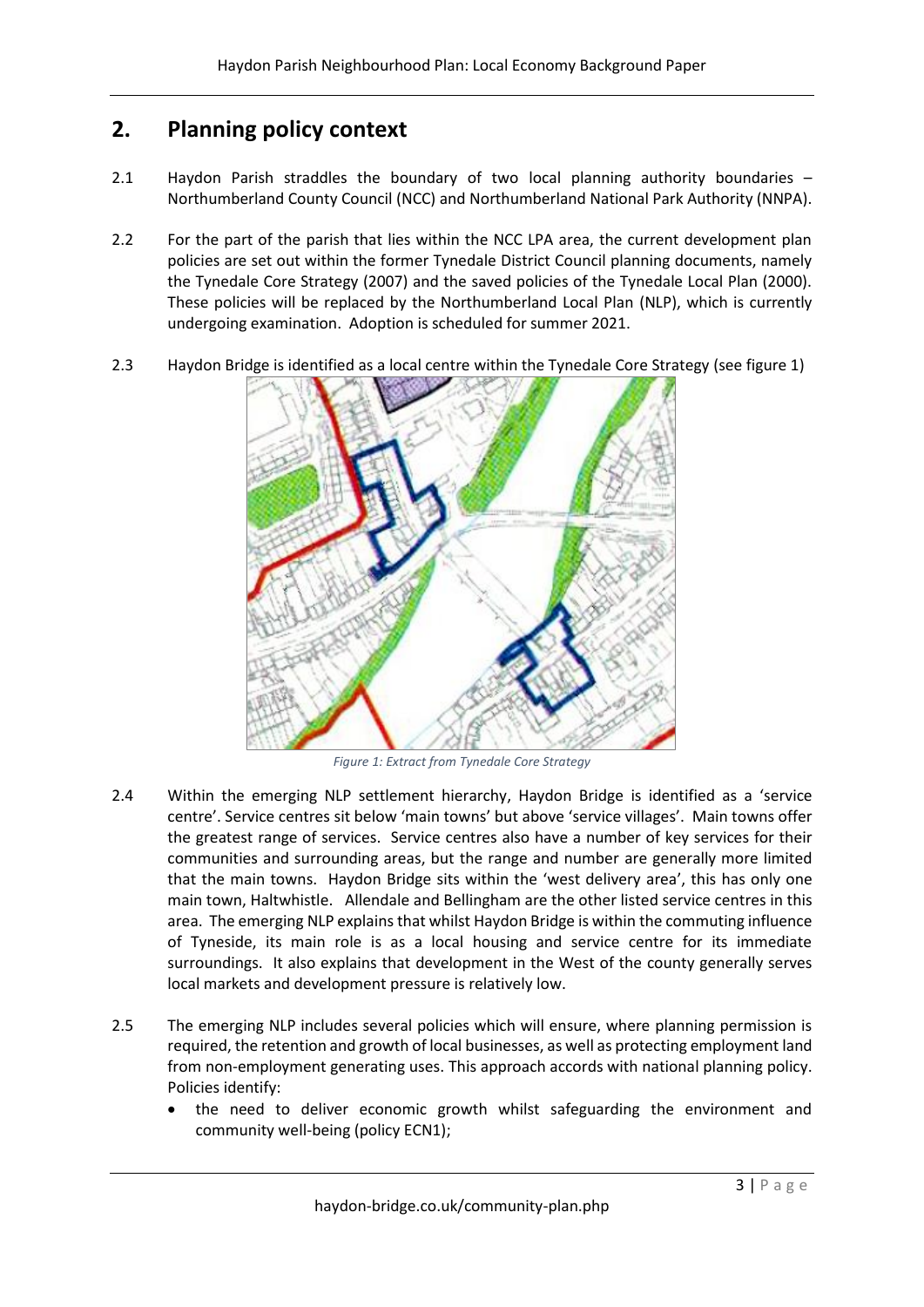## 2. Planning policy context

2.1 Haydon Parish straddles the boundary of two local planning authority boundaries – Northumberland County Council (NCC) and Northumberland National Park Authority (NNPA).

2.2 For the part of the parish that lies within the NCC LPA area, the current development plan policies are set out within the former Tynedale District Council planning documents, namely the Tynedale Core Strategy (2007) and the saved policies of the Tynedale Local Plan (2000). These policies will be replaced by the Northumberland Local Plan (NLP), which is currently undergoing examination. Adoption is scheduled for summer 2021.

2.3 Haydon Bridge is identified as a local centre within the Tynedale Core Strategy (see figure 1)

*Figure 1: Extract from Tynedale Core Strategy*

2.4 Within the emerging NLP settlement hierarchy, Haydon Bridge is identified as a 'service centre'. Service centres sit below 'main towns' but above 'service villages'. Main towns offer the greatest range of services. Service centres also have a number of key services for their communities and surrounding areas, but the range and number are generally more limited that the main towns. Haydon Bridge sits within the 'west delivery area', this has only one main town, Haltwhistle. Allendale and Bellingham are the other listed service centres in this area. The emerging NLP explains that whilst Haydon Bridge is within the commuting influence of Tyneside, its main role is as a local housing and service centre for its immediate surroundings. It also explains that development in the West of the county generally serves local markets and development pressure is relatively low.

2.5 The emerging NLP includes several policies which will ensure, where planning permission is required, the retention and growth of local businesses, as well as protecting employment land from non-employment generating uses. This approach accords with national planning policy. Policies identify:

- the need to deliver economic growth whilst safeguarding the environment and community well-being (policy ECN1);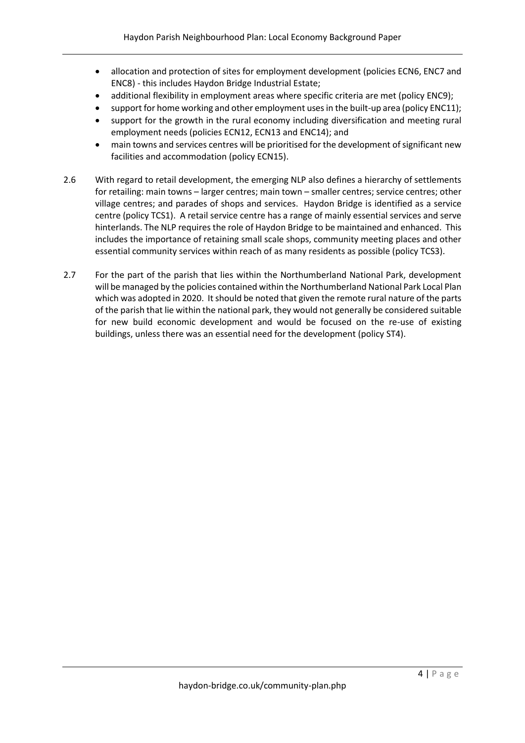- allocation and protection of sites for employment development (policies ECN6, ENC7 and ENC8) - this includes Haydon Bridge Industrial Estate;
- additional flexibility in employment areas where specific criteria are met (policy ENC9);
- support for home working and other employment uses in the built-up area (policy ENC11);
- support for the growth in the rural economy including diversification and meeting rural employment needs (policies ECN12, ECN13 and ENC14); and
- main towns and services centres will be prioritised for the development of significant new facilities and accommodation (policy ECN15).

2.6 With regard to retail development, the emerging NLP also defines a hierarchy of settlements for retailing: main towns – larger centres; main town – smaller centres; service centres; other village centres; and parades of shops and services. Haydon Bridge is identified as a service centre (policy TCS1). A retail service centre has a range of mainly essential services and serve hinterlands. The NLP requires the role of Haydon Bridge to be maintained and enhanced. This includes the importance of retaining small scale shops, community meeting places and other essential community services within reach of as many residents as possible (policy TCS3).

2.7 For the part of the parish that lies within the Northumberland National Park, development will be managed by the policies contained within the Northumberland National Park Local Plan which was adopted in 2020. It should be noted that given the remote rural nature of the parts of the parish that lie within the national park, they would not generally be considered suitable for new build economic development and would be focused on the re-use of existing buildings, unless there was an essential need for the development (policy ST4).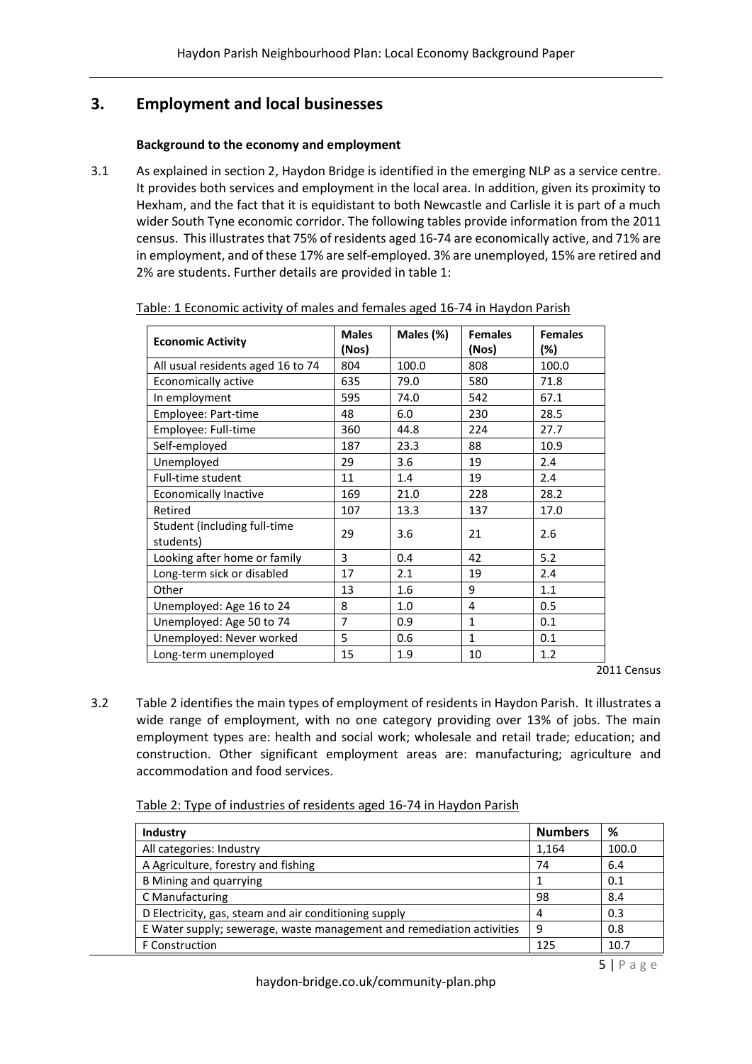## 3. Employment and local businesses

### Background to the economy and employment

3.1 As explained in section 2, Haydon Bridge is identified in the emerging NLP as a service centre. It provides both services and employment in the local area. In addition, given its proximity to Hexham, and the fact that it is equidistant to both Newcastle and Carlisle it is part of a much wider South Tyne economic corridor. The following tables provide information from the 2011 census. This illustrates that 75% of residents aged 16-74 are economically active, and 71% are in employment, and of these 17% are self-employed. 3% are unemployed, 15% are retired and 2% are students. Further details are provided in table 1:

Table: 1 Economic activity of males and females aged 16-74 in Haydon Parish

| Economic Activity | Males (Nos) | Males (%) | Females (Nos) | Females (%) |
|---|---|---|---|---|
| All usual residents aged 16 to 74 | 804 | 100.0 | 808 | 100.0 |
| Economically active | 635 | 79.0 | 580 | 71.8 |
| In employment | 595 | 74.0 | 542 | 67.1 |
| Employee: Part-time | 48 | 6.0 | 230 | 28.5 |
| Employee: Full-time | 360 | 44.8 | 224 | 27.7 |
| Self-employed | 187 | 23.3 | 88 | 10.9 |
| Unemployed | 29 | 3.6 | 19 | 2.4 |
| Full-time student | 11 | 1.4 | 19 | 2.4 |
| Economically Inactive | 169 | 21.0 | 228 | 28.2 |
| Retired | 107 | 13.3 | 137 | 17.0 |
| Student (including full-time students) | 29 | 3.6 | 21 | 2.6 |
| Looking after home or family | 3 | 0.4 | 42 | 5.2 |
| Long-term sick or disabled | 17 | 2.1 | 19 | 2.4 |
| Other | 13 | 1.6 | 9 | 1.1 |
| Unemployed: Age 16 to 24 | 8 | 1.0 | 4 | 0.5 |
| Unemployed: Age 50 to 74 | 7 | 0.9 | 1 | 0.1 |
| Unemployed: Never worked | 5 | 0.6 | 1 | 0.1 |
| Long-term unemployed | 15 | 1.9 | 10 | 1.2 |

2011 Census

3.2 Table 2 identifies the main types of employment of residents in Haydon Parish. It illustrates a wide range of employment, with no one category providing over 13% of jobs. The main employment types are: health and social work; wholesale and retail trade; education; and construction. Other significant employment areas are: manufacturing; agriculture and accommodation and food services.

Table 2: Type of industries of residents aged 16-74 in Haydon Parish

| Industry | Numbers | % |
|---|---|---|
| All categories: Industry | 1,164 | 100.0 |
| A Agriculture, forestry and fishing | 74 | 6.4 |
| B Mining and quarrying | 1 | 0.1 |
| C Manufacturing | 98 | 8.4 |
| D Electricity, gas, steam and air conditioning supply | 4 | 0.3 |
| E Water supply; sewerage, waste management and remediation activities | 9 | 0.8 |
| F Construction | 125 | 10.7 |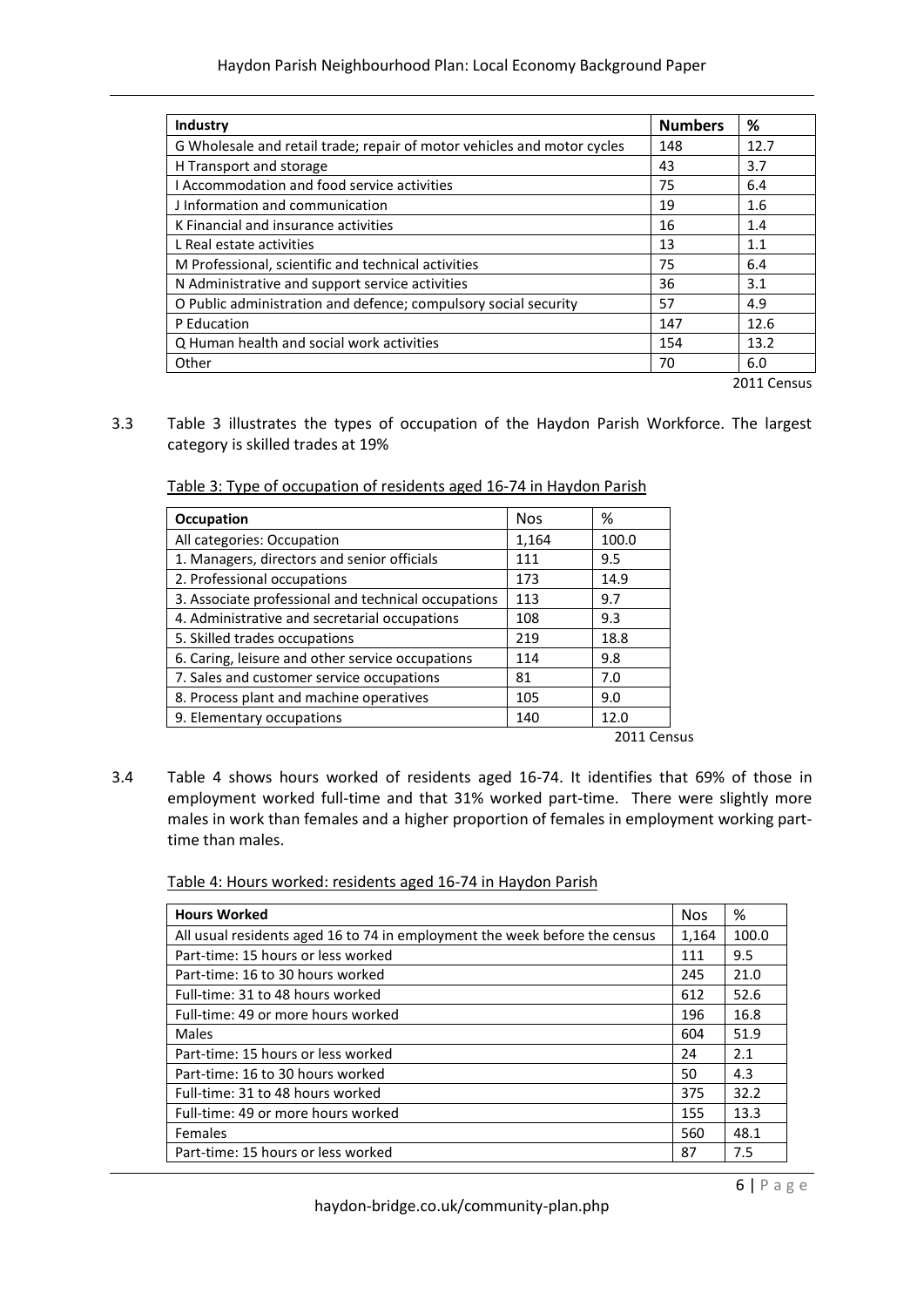| Industry | Numbers | % |
|---|---|---|
| G Wholesale and retail trade; repair of motor vehicles and motor cycles | 148 | 12.7 |
| H Transport and storage | 43 | 3.7 |
| I Accommodation and food service activities | 75 | 6.4 |
| J Information and communication | 19 | 1.6 |
| K Financial and insurance activities | 16 | 1.4 |
| L Real estate activities | 13 | 1.1 |
| M Professional, scientific and technical activities | 75 | 6.4 |
| N Administrative and support service activities | 36 | 3.1 |
| O Public administration and defence; compulsory social security | 57 | 4.9 |
| P Education | 147 | 12.6 |
| Q Human health and social work activities | 154 | 13.2 |
| Other | 70 | 6.0 |

2011 Census

3.3 Table 3 illustrates the types of occupation of the Haydon Parish Workforce. The largest category is skilled trades at 19%

Table 3: Type of occupation of residents aged 16-74 in Haydon Parish

| Occupation | Nos | % |
|---|---|---|
| All categories: Occupation | 1,164 | 100.0 |
| 1. Managers, directors and senior officials | 111 | 9.5 |
| 2. Professional occupations | 173 | 14.9 |
| 3. Associate professional and technical occupations | 113 | 9.7 |
| 4. Administrative and secretarial occupations | 108 | 9.3 |
| 5. Skilled trades occupations | 219 | 18.8 |
| 6. Caring, leisure and other service occupations | 114 | 9.8 |
| 7. Sales and customer service occupations | 81 | 7.0 |
| 8. Process plant and machine operatives | 105 | 9.0 |
| 9. Elementary occupations | 140 | 12.0 |

2011 Census

3.4 Table 4 shows hours worked of residents aged 16-74. It identifies that 69% of those in employment worked full-time and that 31% worked part-time. There were slightly more males in work than females and a higher proportion of females in employment working part-time than males.

Table 4: Hours worked: residents aged 16-74 in Haydon Parish

| Hours Worked | Nos | % |
|---|---|---|
| All usual residents aged 16 to 74 in employment the week before the census | 1,164 | 100.0 |
| Part-time: 15 hours or less worked | 111 | 9.5 |
| Part-time: 16 to 30 hours worked | 245 | 21.0 |
| Full-time: 31 to 48 hours worked | 612 | 52.6 |
| Full-time: 49 or more hours worked | 196 | 16.8 |
| Males | 604 | 51.9 |
| Part-time: 15 hours or less worked | 24 | 2.1 |
| Part-time: 16 to 30 hours worked | 50 | 4.3 |
| Full-time: 31 to 48 hours worked | 375 | 32.2 |
| Full-time: 49 or more hours worked | 155 | 13.3 |
| Females | 560 | 48.1 |
| Part-time: 15 hours or less worked | 87 | 7.5 |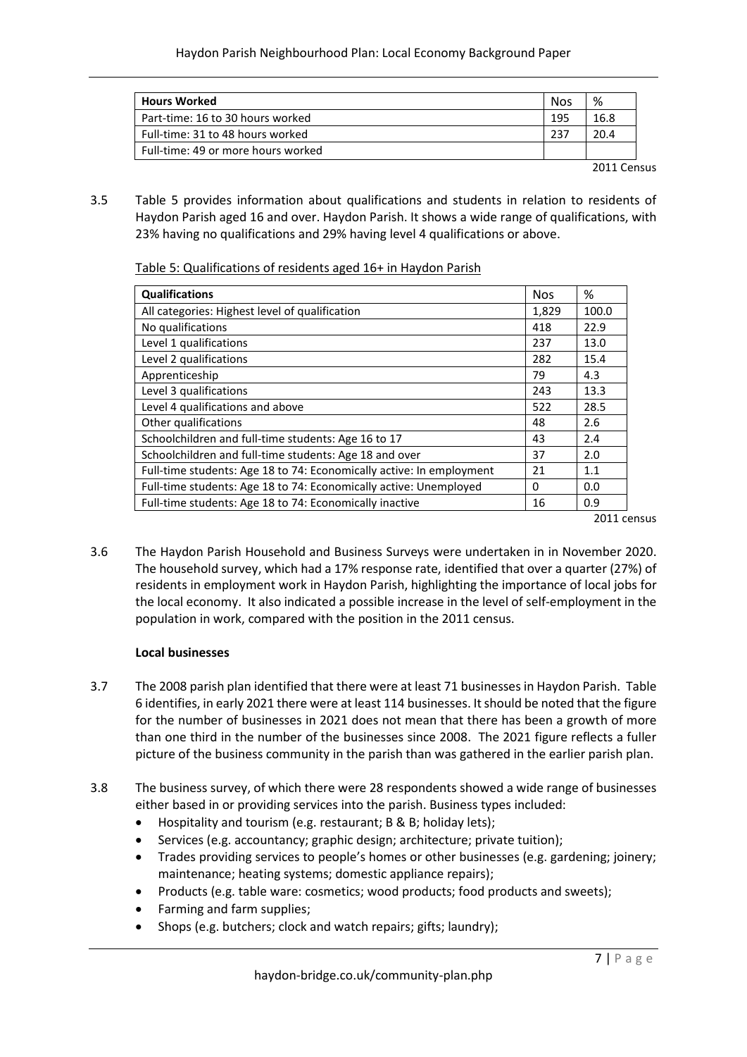| Hours Worked | Nos | % |
|---|---|---|
| Part-time: 16 to 30 hours worked | 195 | 16.8 |
| Full-time: 31 to 48 hours worked | 237 | 20.4 |
| Full-time: 49 or more hours worked | | |

2011 Census

3.5 Table 5 provides information about qualifications and students in relation to residents of Haydon Parish aged 16 and over. Haydon Parish. It shows a wide range of qualifications, with 23% having no qualifications and 29% having level 4 qualifications or above.

Table 5: Qualifications of residents aged 16+ in Haydon Parish

| Qualifications | Nos | % |
|---|---|---|
| All categories: Highest level of qualification | 1,829 | 100.0 |
| No qualifications | 418 | 22.9 |
| Level 1 qualifications | 237 | 13.0 |
| Level 2 qualifications | 282 | 15.4 |
| Apprenticeship | 79 | 4.3 |
| Level 3 qualifications | 243 | 13.3 |
| Level 4 qualifications and above | 522 | 28.5 |
| Other qualifications | 48 | 2.6 |
| Schoolchildren and full-time students: Age 16 to 17 | 43 | 2.4 |
| Schoolchildren and full-time students: Age 18 and over | 37 | 2.0 |
| Full-time students: Age 18 to 74: Economically active: In employment | 21 | 1.1 |
| Full-time students: Age 18 to 74: Economically active: Unemployed | 0 | 0.0 |
| Full-time students: Age 18 to 74: Economically inactive | 16 | 0.9 |

2011 census

3.6 The Haydon Parish Household and Business Surveys were undertaken in in November 2020. The household survey, which had a 17% response rate, identified that over a quarter (27%) of residents in employment work in Haydon Parish, highlighting the importance of local jobs for the local economy. It also indicated a possible increase in the level of self-employment in the population in work, compared with the position in the 2011 census.

**Local businesses**

3.7 The 2008 parish plan identified that there were at least 71 businesses in Haydon Parish. Table 6 identifies, in early 2021 there were at least 114 businesses. It should be noted that the figure for the number of businesses in 2021 does not mean that there has been a growth of more than one third in the number of the businesses since 2008. The 2021 figure reflects a fuller picture of the business community in the parish than was gathered in the earlier parish plan.

3.8 The business survey, of which there were 28 respondents showed a wide range of businesses either based in or providing services into the parish. Business types included:

- Hospitality and tourism (e.g. restaurant; B & B; holiday lets);
- Services (e.g. accountancy; graphic design; architecture; private tuition);
- Trades providing services to people's homes or other businesses (e.g. gardening; joinery; maintenance; heating systems; domestic appliance repairs);
- Products (e.g. table ware: cosmetics; wood products; food products and sweets);
- Farming and farm supplies;
- Shops (e.g. butchers; clock and watch repairs; gifts; laundry);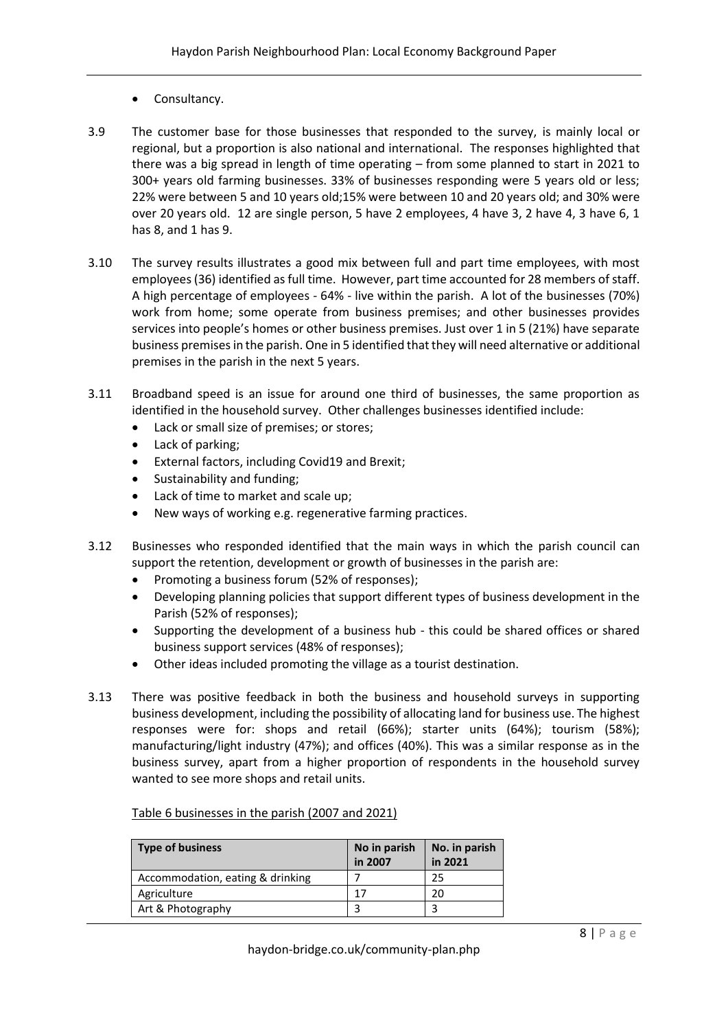- Consultancy.

3.9 The customer base for those businesses that responded to the survey, is mainly local or regional, but a proportion is also national and international. The responses highlighted that there was a big spread in length of time operating – from some planned to start in 2021 to 300+ years old farming businesses. 33% of businesses responding were 5 years old or less; 22% were between 5 and 10 years old;15% were between 10 and 20 years old; and 30% were over 20 years old. 12 are single person, 5 have 2 employees, 4 have 3, 2 have 4, 3 have 6, 1 has 8, and 1 has 9.

3.10 The survey results illustrates a good mix between full and part time employees, with most employees (36) identified as full time. However, part time accounted for 28 members of staff. A high percentage of employees - 64% - live within the parish. A lot of the businesses (70%) work from home; some operate from business premises; and other businesses provides services into people's homes or other business premises. Just over 1 in 5 (21%) have separate business premises in the parish. One in 5 identified that they will need alternative or additional premises in the parish in the next 5 years.

3.11 Broadband speed is an issue for around one third of businesses, the same proportion as identified in the household survey. Other challenges businesses identified include:

- Lack or small size of premises; or stores;
- Lack of parking;
- External factors, including Covid19 and Brexit;
- Sustainability and funding;
- Lack of time to market and scale up;
- New ways of working e.g. regenerative farming practices.

3.12 Businesses who responded identified that the main ways in which the parish council can support the retention, development or growth of businesses in the parish are:

- Promoting a business forum (52% of responses);
- Developing planning policies that support different types of business development in the Parish (52% of responses);
- Supporting the development of a business hub - this could be shared offices or shared business support services (48% of responses);
- Other ideas included promoting the village as a tourist destination.

3.13 There was positive feedback in both the business and household surveys in supporting business development, including the possibility of allocating land for business use. The highest responses were for: shops and retail (66%); starter units (64%); tourism (58%); manufacturing/light industry (47%); and offices (40%). This was a similar response as in the business survey, apart from a higher proportion of respondents in the household survey wanted to see more shops and retail units.

Table 6 businesses in the parish (2007 and 2021)

| Type of business | No in parish in 2007 | No. in parish in 2021 |
|---|---|---|
| Accommodation, eating & drinking | 7 | 25 |
| Agriculture | 17 | 20 |
| Art & Photography | 3 | 3 |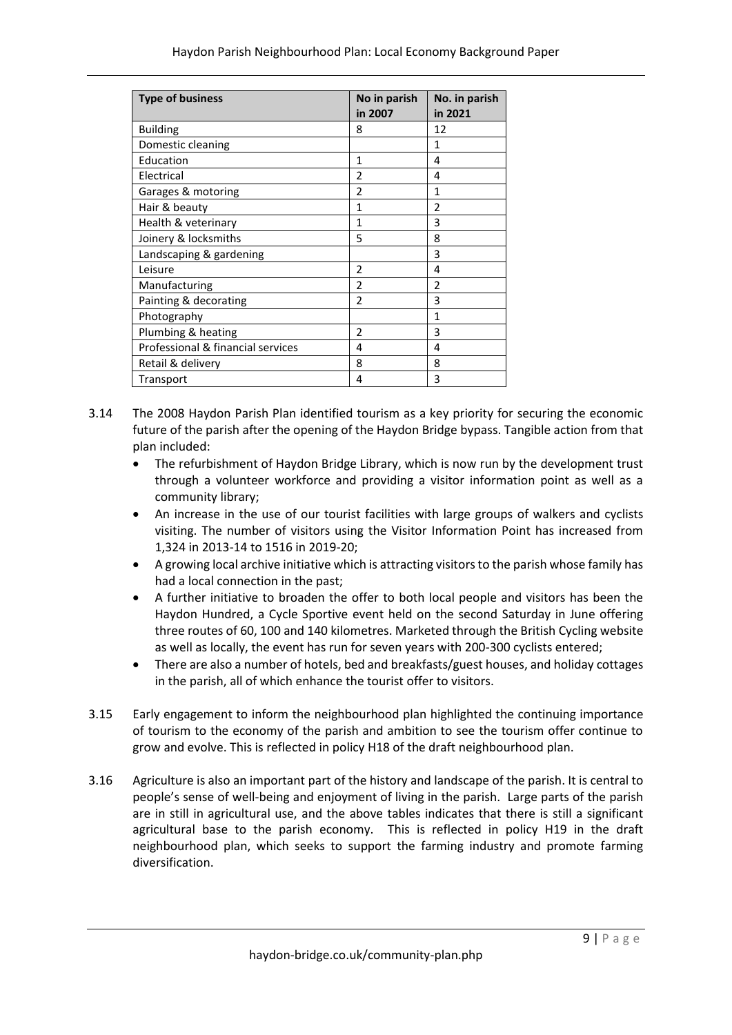| Type of business | No in parish in 2007 | No. in parish in 2021 |
|---|---|---|
| Building | 8 | 12 |
| Domestic cleaning | | 1 |
| Education | 1 | 4 |
| Electrical | 2 | 4 |
| Garages & motoring | 2 | 1 |
| Hair & beauty | 1 | 2 |
| Health & veterinary | 1 | 3 |
| Joinery & locksmiths | 5 | 8 |
| Landscaping & gardening | | 3 |
| Leisure | 2 | 4 |
| Manufacturing | 2 | 2 |
| Painting & decorating | 2 | 3 |
| Photography | | 1 |
| Plumbing & heating | 2 | 3 |
| Professional & financial services | 4 | 4 |
| Retail & delivery | 8 | 8 |
| Transport | 4 | 3 |

3.14 The 2008 Haydon Parish Plan identified tourism as a key priority for securing the economic future of the parish after the opening of the Haydon Bridge bypass. Tangible action from that plan included:

- The refurbishment of Haydon Bridge Library, which is now run by the development trust through a volunteer workforce and providing a visitor information point as well as a community library;
- An increase in the use of our tourist facilities with large groups of walkers and cyclists visiting. The number of visitors using the Visitor Information Point has increased from 1,324 in 2013-14 to 1516 in 2019-20;
- A growing local archive initiative which is attracting visitors to the parish whose family has had a local connection in the past;
- A further initiative to broaden the offer to both local people and visitors has been the Haydon Hundred, a Cycle Sportive event held on the second Saturday in June offering three routes of 60, 100 and 140 kilometres. Marketed through the British Cycling website as well as locally, the event has run for seven years with 200-300 cyclists entered;
- There are also a number of hotels, bed and breakfasts/guest houses, and holiday cottages in the parish, all of which enhance the tourist offer to visitors.

3.15 Early engagement to inform the neighbourhood plan highlighted the continuing importance of tourism to the economy of the parish and ambition to see the tourism offer continue to grow and evolve. This is reflected in policy H18 of the draft neighbourhood plan.

3.16 Agriculture is also an important part of the history and landscape of the parish. It is central to people's sense of well-being and enjoyment of living in the parish. Large parts of the parish are in still in agricultural use, and the above tables indicates that there is still a significant agricultural base to the parish economy. This is reflected in policy H19 in the draft neighbourhood plan, which seeks to support the farming industry and promote farming diversification.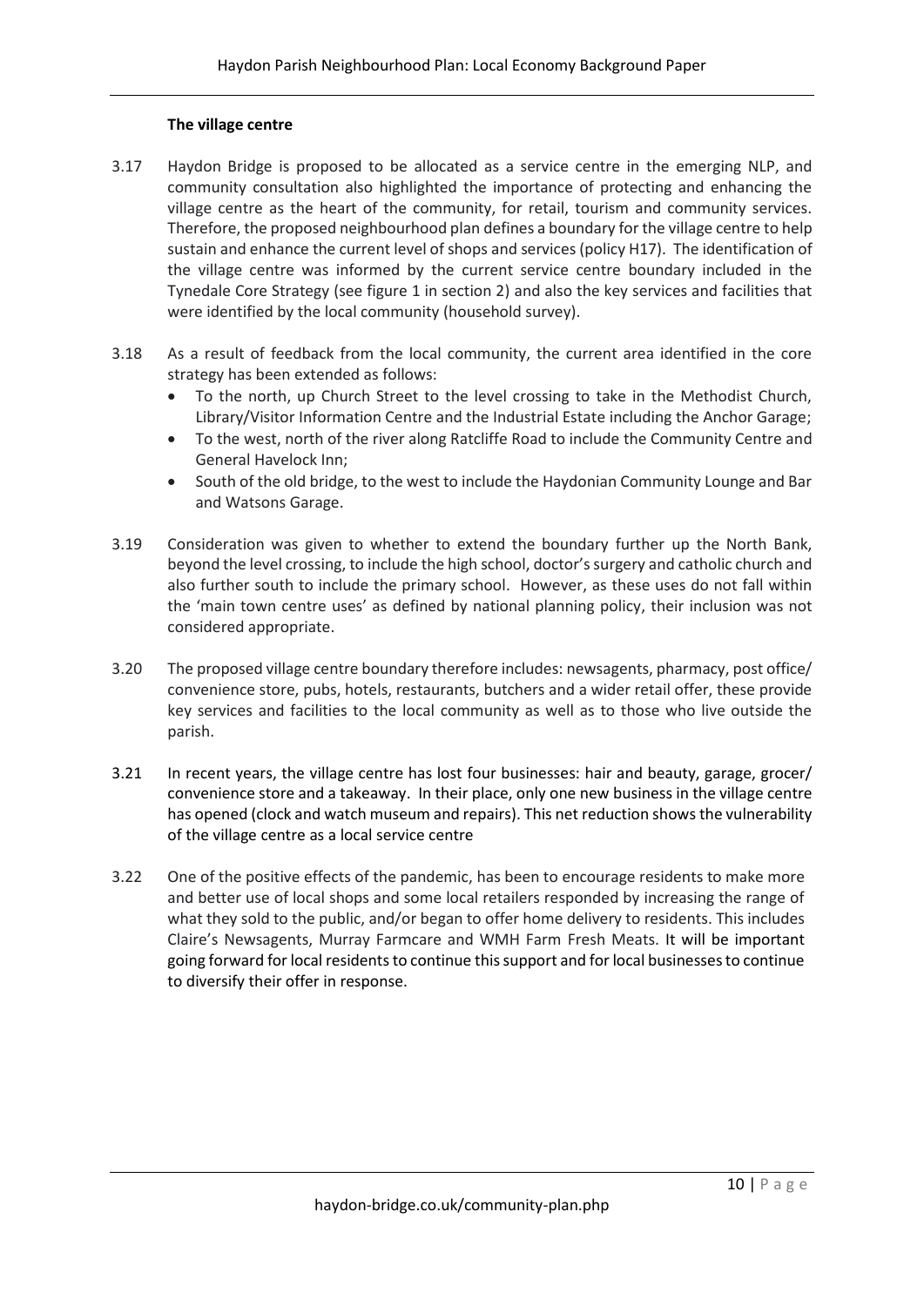### The village centre

3.17 Haydon Bridge is proposed to be allocated as a service centre in the emerging NLP, and community consultation also highlighted the importance of protecting and enhancing the village centre as the heart of the community, for retail, tourism and community services. Therefore, the proposed neighbourhood plan defines a boundary for the village centre to help sustain and enhance the current level of shops and services (policy H17). The identification of the village centre was informed by the current service centre boundary included in the Tynedale Core Strategy (see figure 1 in section 2) and also the key services and facilities that were identified by the local community (household survey).

3.18 As a result of feedback from the local community, the current area identified in the core strategy has been extended as follows:

- To the north, up Church Street to the level crossing to take in the Methodist Church, Library/Visitor Information Centre and the Industrial Estate including the Anchor Garage;
- To the west, north of the river along Ratcliffe Road to include the Community Centre and General Havelock Inn;
- South of the old bridge, to the west to include the Haydonian Community Lounge and Bar and Watsons Garage.

3.19 Consideration was given to whether to extend the boundary further up the North Bank, beyond the level crossing, to include the high school, doctor's surgery and catholic church and also further south to include the primary school. However, as these uses do not fall within the 'main town centre uses' as defined by national planning policy, their inclusion was not considered appropriate.

3.20 The proposed village centre boundary therefore includes: newsagents, pharmacy, post office/ convenience store, pubs, hotels, restaurants, butchers and a wider retail offer, these provide key services and facilities to the local community as well as to those who live outside the parish.

3.21 In recent years, the village centre has lost four businesses: hair and beauty, garage, grocer/ convenience store and a takeaway. In their place, only one new business in the village centre has opened (clock and watch museum and repairs). This net reduction shows the vulnerability of the village centre as a local service centre

3.22 One of the positive effects of the pandemic, has been to encourage residents to make more and better use of local shops and some local retailers responded by increasing the range of what they sold to the public, and/or began to offer home delivery to residents. This includes Claire's Newsagents, Murray Farmcare and WMH Farm Fresh Meats. It will be important going forward for local residents to continue this support and for local businesses to continue to diversify their offer in response.